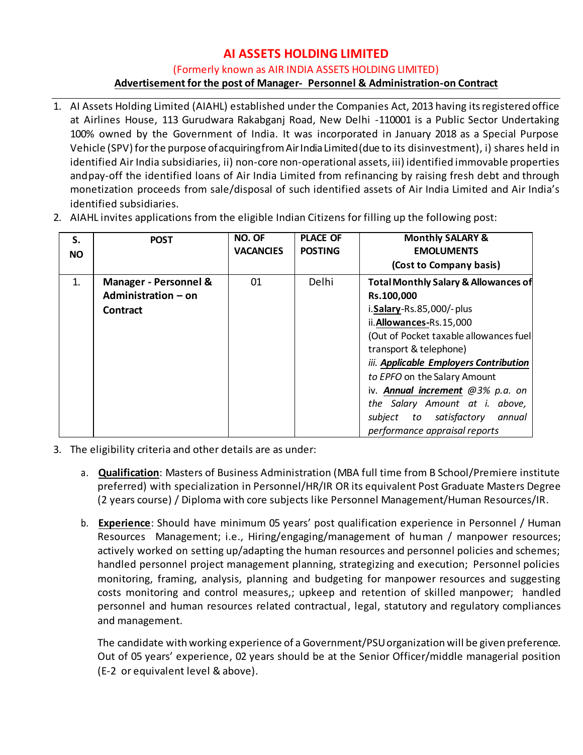# AI ASSETS HOLDING LIMITED

## (Formerly known as AIR INDIA ASSETS HOLDING LIMITED)

### Advertisement for the post of Manager- Personnel & Administration-on Contract

1. AI Assets Holding Limited (AIAHL) established under the Companies Act, 2013 having its registered office at Airlines House, 113 Gurudwara Rakabganj Road, New Delhi -110001 is a Public Sector Undertaking 100% owned by the Government of India. It was incorporated in January 2018 as a Special Purpose Vehicle (SPV) for the purpose of acquiring from Air India Limited (due to its disinvestment), i) shares held in identified Air India subsidiaries, ii) non-core non-operational assets, iii) identified immovable properties and pay-off the identified loans of Air India Limited from refinancing by raising fresh debt and through monetization proceeds from sale/disposal of such identified assets of Air India Limited and Air India's identified subsidiaries.
2. AIAHL invites applications from the eligible Indian Citizens for filling up the following post:

| S. NO | POST | NO. OF VACANCIES | PLACE OF POSTING | Monthly SALARY & EMOLUMENTS (Cost to Company basis) |
|---|---|---|---|---|
| 1. | **Manager - Personnel & Administration – on Contract** | 01 | Delhi | **Total Monthly Salary & Allowances of Rs.100,000**<br>i. **Salary**-Rs.85,000/- plus<br>ii. **Allowances**-Rs.15,000<br>(Out of Pocket taxable allowances fuel transport & telephone)<br>*iii. **Applicable Employers Contribution** to EPFO* on the Salary Amount<br>iv. ***Annual increment** @3% p.a. on the Salary Amount at i. above, subject to satisfactory annual performance appraisal reports* |

3. The eligibility criteria and other details are as under:

   a. **Qualification**: Masters of Business Administration (MBA full time from B School/Premiere institute preferred) with specialization in Personnel/HR/IR OR its equivalent Post Graduate Masters Degree (2 years course) / Diploma with core subjects like Personnel Management/Human Resources/IR.

   b. **Experience**: Should have minimum 05 years' post qualification experience in Personnel / Human Resources Management; i.e., Hiring/engaging/management of human / manpower resources; actively worked on setting up/adapting the human resources and personnel policies and schemes; handled personnel project management planning, strategizing and execution; Personnel policies monitoring, framing, analysis, planning and budgeting for manpower resources and suggesting costs monitoring and control measures,; upkeep and retention of skilled manpower; handled personnel and human resources related contractual, legal, statutory and regulatory compliances and management.

   The candidate with working experience of a Government/PSU organization will be given preference. Out of 05 years' experience, 02 years should be at the Senior Officer/middle managerial position (E-2 or equivalent level & above).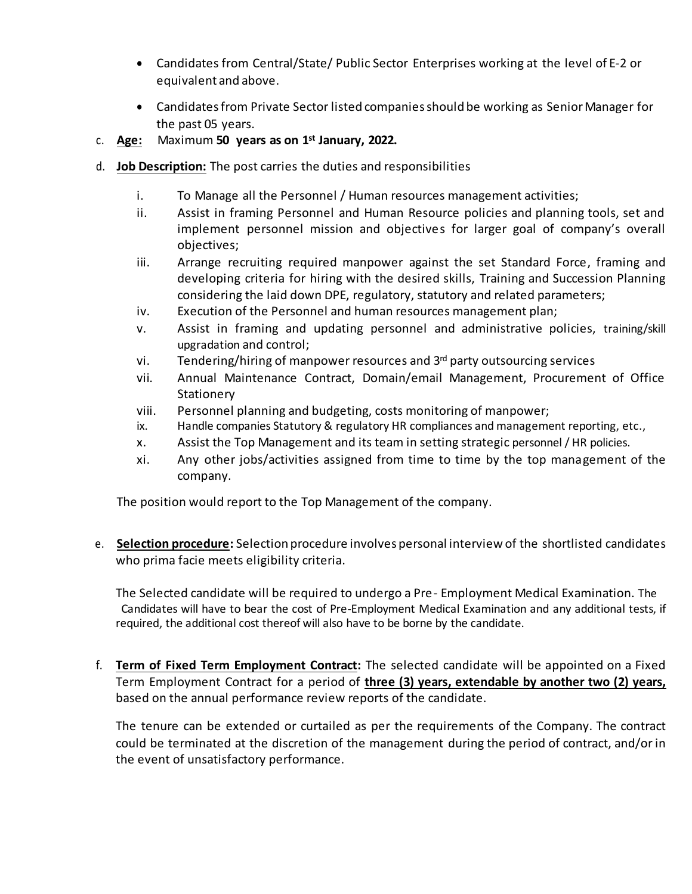- Candidates from Central/State/ Public Sector Enterprises working at the level of E-2 or equivalent and above.
- Candidates from Private Sector listed companies should be working as Senior Manager for the past 05 years.

c. **Age:** Maximum **50 years as on 1st January, 2022.**

d. **Job Description:** The post carries the duties and responsibilities

   i. To Manage all the Personnel / Human resources management activities;
   ii. Assist in framing Personnel and Human Resource policies and planning tools, set and implement personnel mission and objectives for larger goal of company's overall objectives;
   iii. Arrange recruiting required manpower against the set Standard Force, framing and developing criteria for hiring with the desired skills, Training and Succession Planning considering the laid down DPE, regulatory, statutory and related parameters;
   iv. Execution of the Personnel and human resources management plan;
   v. Assist in framing and updating personnel and administrative policies, training/skill upgradation and control;
   vi. Tendering/hiring of manpower resources and 3rd party outsourcing services
   vii. Annual Maintenance Contract, Domain/email Management, Procurement of Office Stationery
   viii. Personnel planning and budgeting, costs monitoring of manpower;
   ix. Handle companies Statutory & regulatory HR compliances and management reporting, etc.,
   x. Assist the Top Management and its team in setting strategic personnel / HR policies.
   xi. Any other jobs/activities assigned from time to time by the top management of the company.

   The position would report to the Top Management of the company.

e. **Selection procedure:** Selection procedure involves personal interview of the shortlisted candidates who prima facie meets eligibility criteria.

   The Selected candidate will be required to undergo a Pre- Employment Medical Examination. The Candidates will have to bear the cost of Pre-Employment Medical Examination and any additional tests, if required, the additional cost thereof will also have to be borne by the candidate.

f. **Term of Fixed Term Employment Contract:** The selected candidate will be appointed on a Fixed Term Employment Contract for a period of **three (3) years, extendable by another two (2) years,** based on the annual performance review reports of the candidate.

   The tenure can be extended or curtailed as per the requirements of the Company. The contract could be terminated at the discretion of the management during the period of contract, and/or in the event of unsatisfactory performance.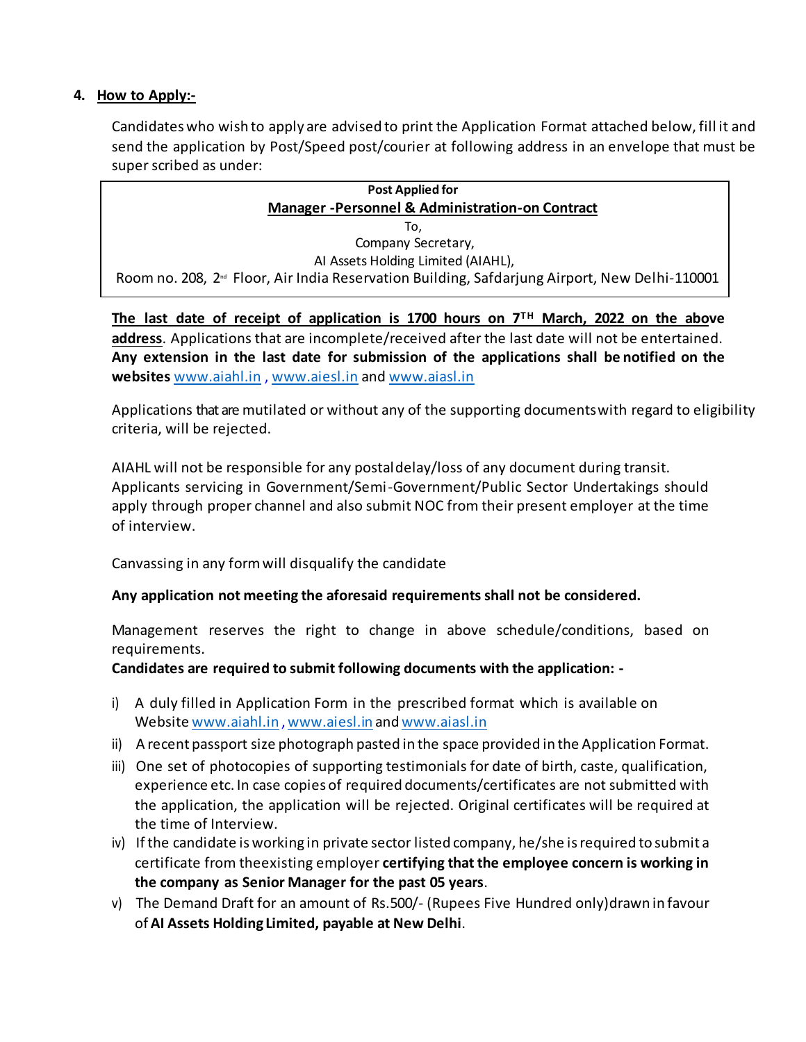4. **How to Apply:-**

Candidates who wish to apply are advised to print the Application Format attached below, fill it and send the application by Post/Speed post/courier at following address in an envelope that must be super scribed as under:

| |
|---|
| **Post Applied for** |
| **Manager -Personnel & Administration-on Contract** |
| To, |
| Company Secretary, |
| AI Assets Holding Limited (AIAHL), |
| Room no. 208, 2nd Floor, Air India Reservation Building, Safdarjung Airport, New Delhi-110001 |

**The last date of receipt of application is 1700 hours on 7TH March, 2022 on the above address**. Applications that are incomplete/received after the last date will not be entertained. **Any extension in the last date for submission of the applications shall be notified on the websites** www.aiahl.in , www.aiesl.in and www.aiasl.in

Applications that are mutilated or without any of the supporting documents with regard to eligibility criteria, will be rejected.

AIAHL will not be responsible for any postal delay/loss of any document during transit. Applicants servicing in Government/Semi-Government/Public Sector Undertakings should apply through proper channel and also submit NOC from their present employer at the time of interview.

Canvassing in any form will disqualify the candidate

**Any application not meeting the aforesaid requirements shall not be considered.**

Management reserves the right to change in above schedule/conditions, based on requirements.

**Candidates are required to submit following documents with the application: -**

i) A duly filled in Application Form in the prescribed format which is available on Website www.aiahl.in , www.aiesl.in and www.aiasl.in
ii) A recent passport size photograph pasted in the space provided in the Application Format.
iii) One set of photocopies of supporting testimonials for date of birth, caste, qualification, experience etc. In case copies of required documents/certificates are not submitted with the application, the application will be rejected. Original certificates will be required at the time of Interview.
iv) If the candidate is working in private sector listed company, he/she is required to submit a certificate from theexisting employer **certifying that the employee concern is working in the company as Senior Manager for the past 05 years**.
v) The Demand Draft for an amount of Rs.500/- (Rupees Five Hundred only) drawn in favour of **AI Assets Holding Limited, payable at New Delhi**.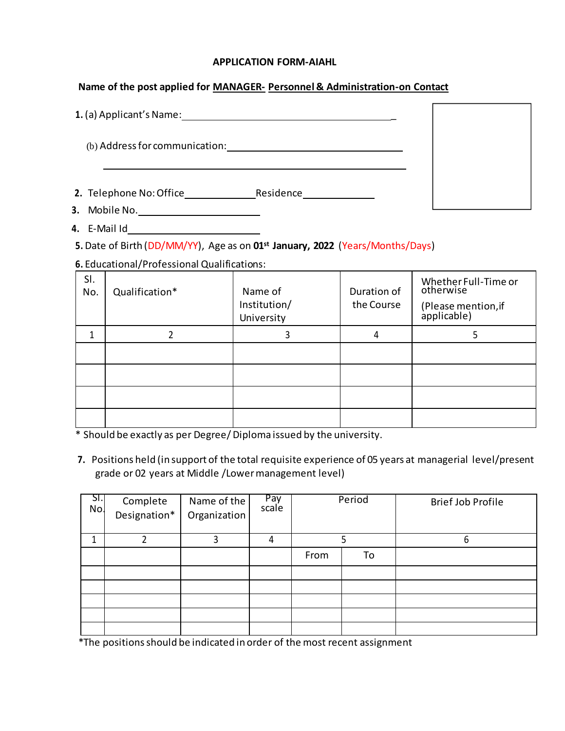**APPLICATION FORM-AIAHL**

**Name of the post applied for MANAGER- Personnel & Administration-on Contact**

**1.** (a) Applicant's Name: _______________________________________

(b) Address for communication: _______________________________________

_______________________________________

**2.** Telephone No: Office ______________ Residence ______________

**3.** Mobile No. ______________________

**4.** E-Mail Id ______________________

**5.** Date of Birth (DD/MM/YY), Age as on **01st January, 2022** (Years/Months/Days)

**6.** Educational/Professional Qualifications:

| Sl. No. | Qualification* | Name of Institution/ University | Duration of the Course | Whether Full-Time or otherwise (Please mention, if applicable) |
|---|---|---|---|---|
| 1 | 2 | 3 | 4 | 5 |
| | | | | |
| | | | | |
| | | | | |
| | | | | |

\* Should be exactly as per Degree/ Diploma issued by the university.

**7.** Positions held (in support of the total requisite experience of 05 years at managerial level/present grade or 02 years at Middle /Lower management level)

| Sl. No. | Complete Designation* | Name of the Organization | Pay scale | Period | | Brief Job Profile |
|---|---|---|---|---|---|---|
| 1 | 2 | 3 | 4 | 5 | | 6 |
| | | | | From | To | |
| | | | | | | |
| | | | | | | |
| | | | | | | |
| | | | | | | |
| | | | | | | |

*The positions should be indicated in order of the most recent assignment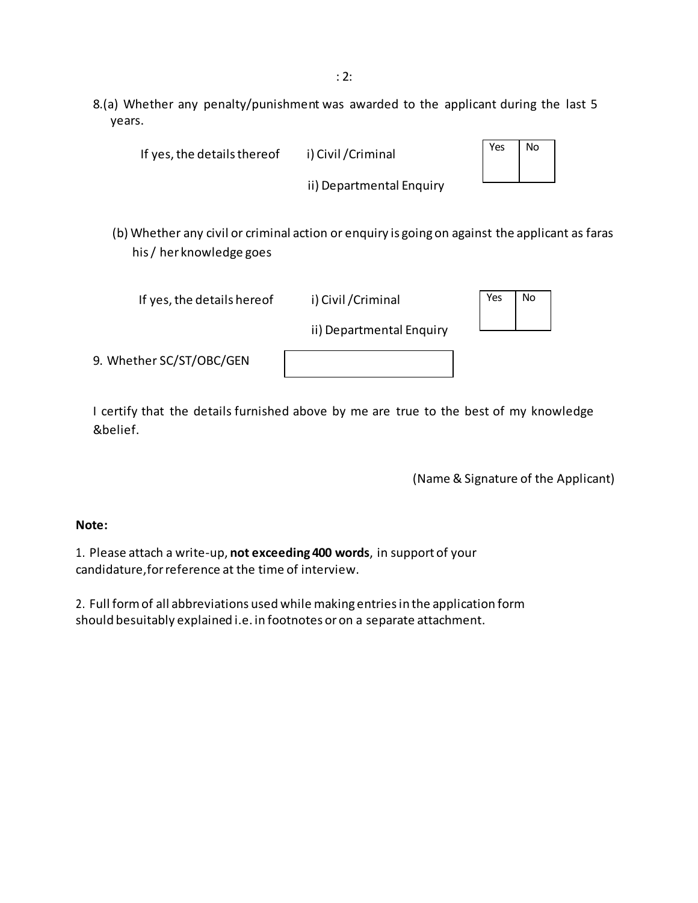8.(a) Whether any penalty/punishment was awarded to the applicant during the last 5 years.

If yes, the details thereof i) Civil /Criminal

ii) Departmental Enquiry

| Yes | No |
|---|---|
| | |

(b) Whether any civil or criminal action or enquiry is going on against the applicant as faras his / her knowledge goes

If yes, the details hereof i) Civil /Criminal

ii) Departmental Enquiry

| Yes | No |
|---|---|
| | |

9. Whether SC/ST/OBC/GEN

I certify that the details furnished above by me are true to the best of my knowledge &belief.

(Name & Signature of the Applicant)

**Note:**

1. Please attach a write-up, **not exceeding 400 words**, in support of your candidature,for reference at the time of interview.

2. Full form of all abbreviations used while making entries in the application form should besuitably explained i.e. in footnotes or on a separate attachment.